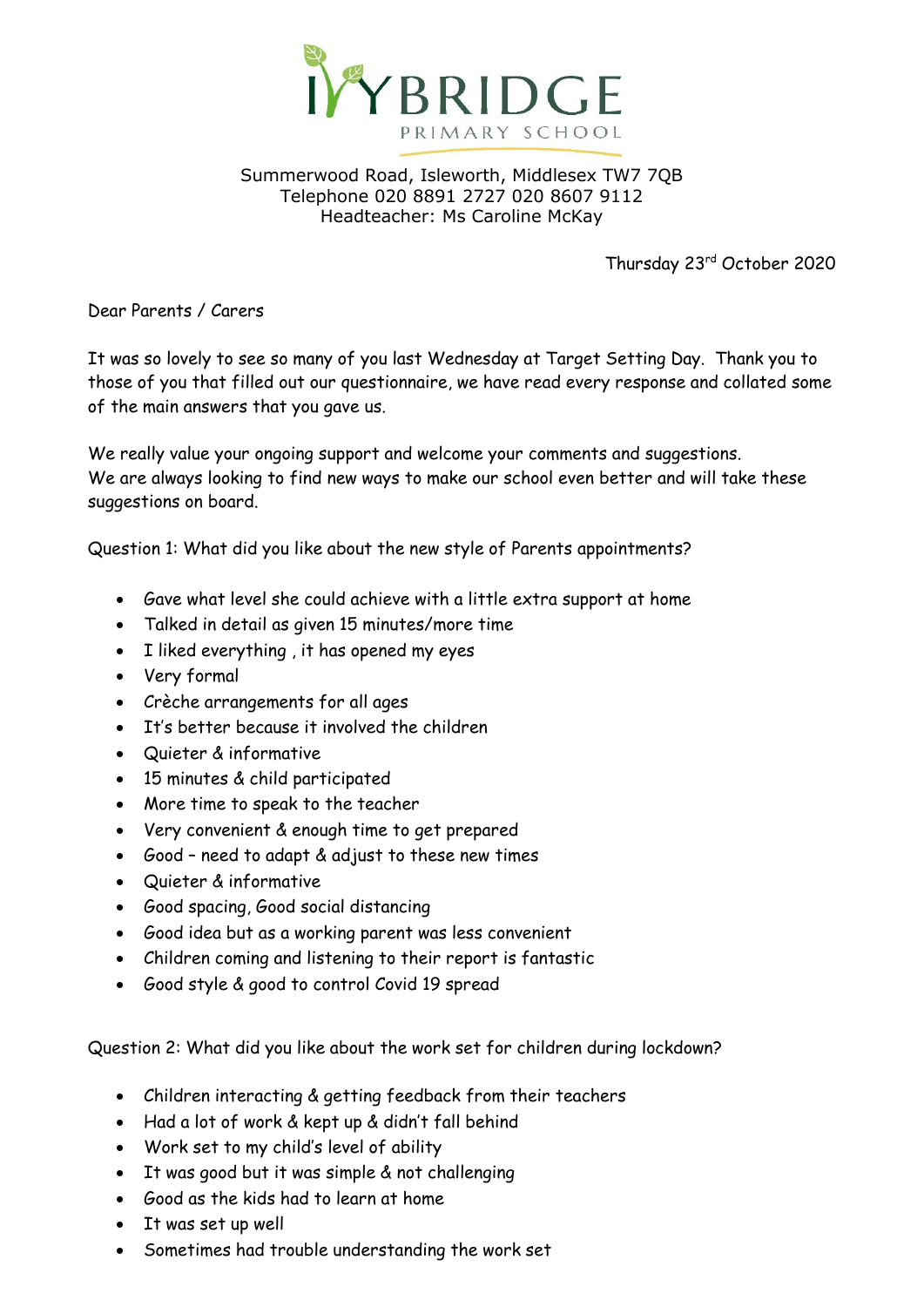# IVYBRIDGE
PRIMARY SCHOOL

Summerwood Road, Isleworth, Middlesex TW7 7QB
Telephone 020 8891 2727 020 8607 9112
Headteacher: Ms Caroline McKay

Thursday 23rd October 2020

Dear Parents / Carers

It was so lovely to see so many of you last Wednesday at Target Setting Day. Thank you to those of you that filled out our questionnaire, we have read every response and collated some of the main answers that you gave us.

We really value your ongoing support and welcome your comments and suggestions. We are always looking to find new ways to make our school even better and will take these suggestions on board.

Question 1: What did you like about the new style of Parents appointments?

- Gave what level she could achieve with a little extra support at home
- Talked in detail as given 15 minutes/more time
- I liked everything , it has opened my eyes
- Very formal
- Crèche arrangements for all ages
- It's better because it involved the children
- Quieter & informative
- 15 minutes & child participated
- More time to speak to the teacher
- Very convenient & enough time to get prepared
- Good – need to adapt & adjust to these new times
- Quieter & informative
- Good spacing, Good social distancing
- Good idea but as a working parent was less convenient
- Children coming and listening to their report is fantastic
- Good style & good to control Covid 19 spread

Question 2: What did you like about the work set for children during lockdown?

- Children interacting & getting feedback from their teachers
- Had a lot of work & kept up & didn't fall behind
- Work set to my child's level of ability
- It was good but it was simple & not challenging
- Good as the kids had to learn at home
- It was set up well
- Sometimes had trouble understanding the work set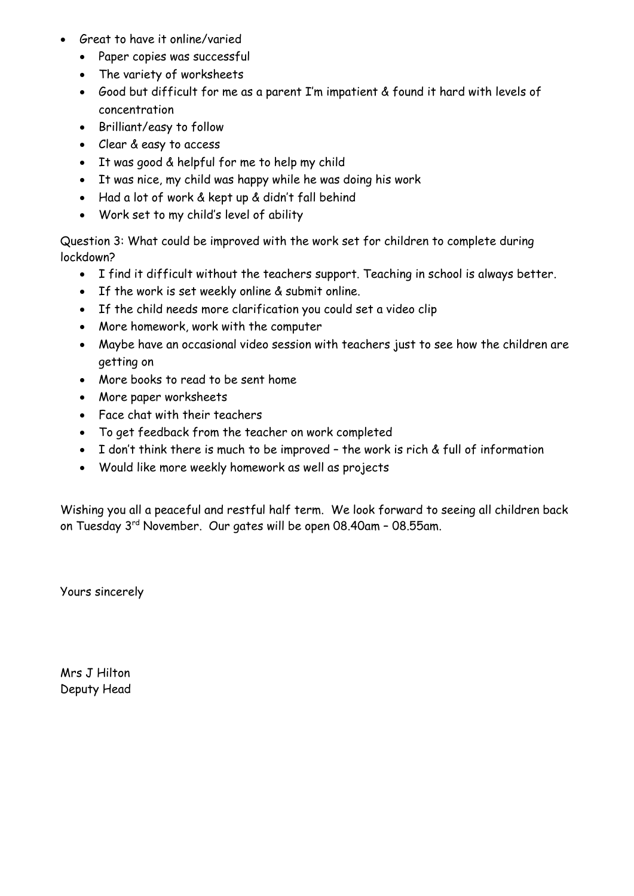- Great to have it online/varied
  - Paper copies was successful
  - The variety of worksheets
  - Good but difficult for me as a parent I'm impatient & found it hard with levels of concentration
  - Brilliant/easy to follow
  - Clear & easy to access
  - It was good & helpful for me to help my child
  - It was nice, my child was happy while he was doing his work
  - Had a lot of work & kept up & didn't fall behind
  - Work set to my child's level of ability

Question 3: What could be improved with the work set for children to complete during lockdown?

- I find it difficult without the teachers support. Teaching in school is always better.
- If the work is set weekly online & submit online.
- If the child needs more clarification you could set a video clip
- More homework, work with the computer
- Maybe have an occasional video session with teachers just to see how the children are getting on
- More books to read to be sent home
- More paper worksheets
- Face chat with their teachers
- To get feedback from the teacher on work completed
- I don't think there is much to be improved – the work is rich & full of information
- Would like more weekly homework as well as projects

Wishing you all a peaceful and restful half term. We look forward to seeing all children back on Tuesday 3rd November. Our gates will be open 08.40am – 08.55am.

Yours sincerely

Mrs J Hilton
Deputy Head